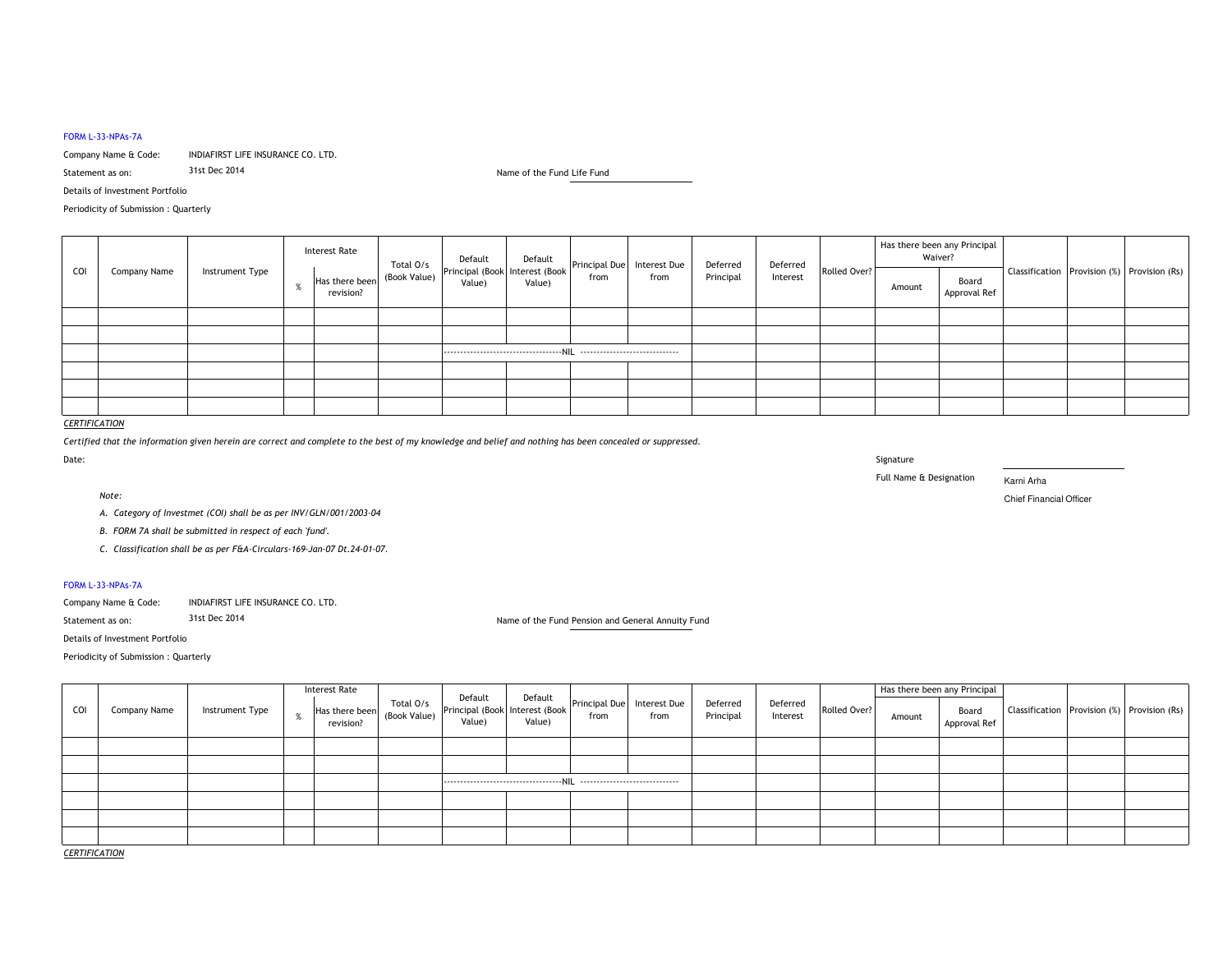FORM L-33-NPAs-7A

Company Name & Code: INDIAFIRST LIFE INSURANCE CO. LTD.

Statement as on: 31st Dec 2014

Name of the Fund Life Fund

Details of Investment Portfolio

Periodicity of Submission : Quarterly

| COI | Company Name | Instrument Type | Interest Rate | | Total O/s (Book Value) | Default Principal (Book Value) | Default Interest (Book Value) | Principal Due from | Interest Due from | Deferred Principal | Deferred Interest | Rolled Over? | Has there been any Principal Waiver? | | Classification | Provision (%) | Provision (Rs) |
|---|---|---|---|---|---|---|---|---|---|---|---|---|---|---|---|---|---|
| | | | % | Has there been revision? | | | | | | | | | Amount | Board Approval Ref | | | |
| | | | | | | | | | | | | | | | | | |
| | | | | | | | | | | | | | | | | | |
| | | | | | | -----NIL----- | | | | | | | | | | | |
| | | | | | | | | | | | | | | | | | |
| | | | | | | | | | | | | | | | | | |
| | | | | | | | | | | | | | | | | | |

*CERTIFICATION*

*Certified that the information given herein are correct and complete to the best of my knowledge and belief and nothing has been concealed or suppressed.*

Date:

Signature

Full Name & Designation Karni Arha

Chief Financial Officer

*Note:*

*A. Category of Investmet (COI) shall be as per INV/GLN/001/2003-04*

*B. FORM 7A shall be submitted in respect of each 'fund'.*

*C. Classification shall be as per F&A-Circulars-169-Jan-07 Dt.24-01-07.*

FORM L-33-NPAs-7A

Company Name & Code: INDIAFIRST LIFE INSURANCE CO. LTD.

Statement as on: 31st Dec 2014

Name of the Fund Pension and General Annuity Fund

Details of Investment Portfolio

Periodicity of Submission : Quarterly

| COI | Company Name | Instrument Type | Interest Rate | | Total O/s (Book Value) | Default Principal (Book Value) | Default Interest (Book Value) | Principal Due from | Interest Due from | Deferred Principal | Deferred Interest | Rolled Over? | Has there been any Principal | | Classification | Provision (%) | Provision (Rs) |
|---|---|---|---|---|---|---|---|---|---|---|---|---|---|---|---|---|---|
| | | | % | Has there been revision? | | | | | | | | | Amount | Board Approval Ref | | | |
| | | | | | | | | | | | | | | | | | |
| | | | | | | | | | | | | | | | | | |
| | | | | | | -----NIL----- | | | | | | | | | | | |
| | | | | | | | | | | | | | | | | | |
| | | | | | | | | | | | | | | | | | |
| | | | | | | | | | | | | | | | | | |

*CERTIFICATION*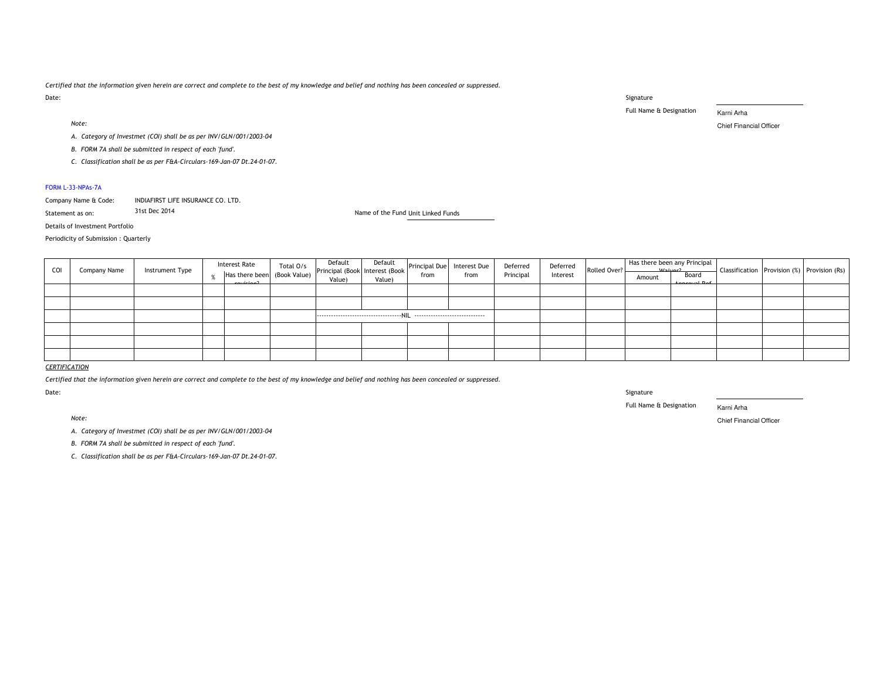*Certified that the information given herein are correct and complete to the best of my knowledge and belief and nothing has been concealed or suppressed.*

Date:

Signature

Full Name & Designation Karni Arha

Chief Financial Officer

*Note:*

*A. Category of Investmet (COI) shall be as per INV/GLN/001/2003-04*

*B. FORM 7A shall be submitted in respect of each 'fund'.*

*C. Classification shall be as per F&A-Circulars-169-Jan-07 Dt.24-01-07.*

FORM L-33-NPAs-7A

Company Name & Code: INDIAFIRST LIFE INSURANCE CO. LTD.

Statement as on: 31st Dec 2014

Name of the Fund Unit Linked Funds

Details of Investment Portfolio

Periodicity of Submission : Quarterly

| COI | Company Name | Instrument Type | Interest Rate | | Total O/s (Book Value) | Default Principal (Book Value) | Default Interest (Book Value) | Principal Due from | Interest Due from | Deferred Principal | Deferred Interest | Rolled Over? | Has there been any Principal Waiver? | | Classification | Provision (%) | Provision (Rs) |
|---|---|---|---|---|---|---|---|---|---|---|---|---|---|---|---|---|---|
| | | | % | Has there been revision? | | | | | | | | | Amount | Board Approval Ref | | | |
| | | | | | | | | | | | | | | | | | |
| | | | | | | | | | | | | | | | | | |
| | | | | | | ------------------------------------NIL | ----------------------------- | | | | | | | | | | |
| | | | | | | | | | | | | | | | | | |
| | | | | | | | | | | | | | | | | | |
| | | | | | | | | | | | | | | | | | |

CERTIFICATION

*Certified that the information given herein are correct and complete to the best of my knowledge and belief and nothing has been concealed or suppressed.*

Date:

Signature

Full Name & Designation Karni Arha

Chief Financial Officer

*Note:*

*A. Category of Investmet (COI) shall be as per INV/GLN/001/2003-04*

*B. FORM 7A shall be submitted in respect of each 'fund'.*

*C. Classification shall be as per F&A-Circulars-169-Jan-07 Dt.24-01-07.*